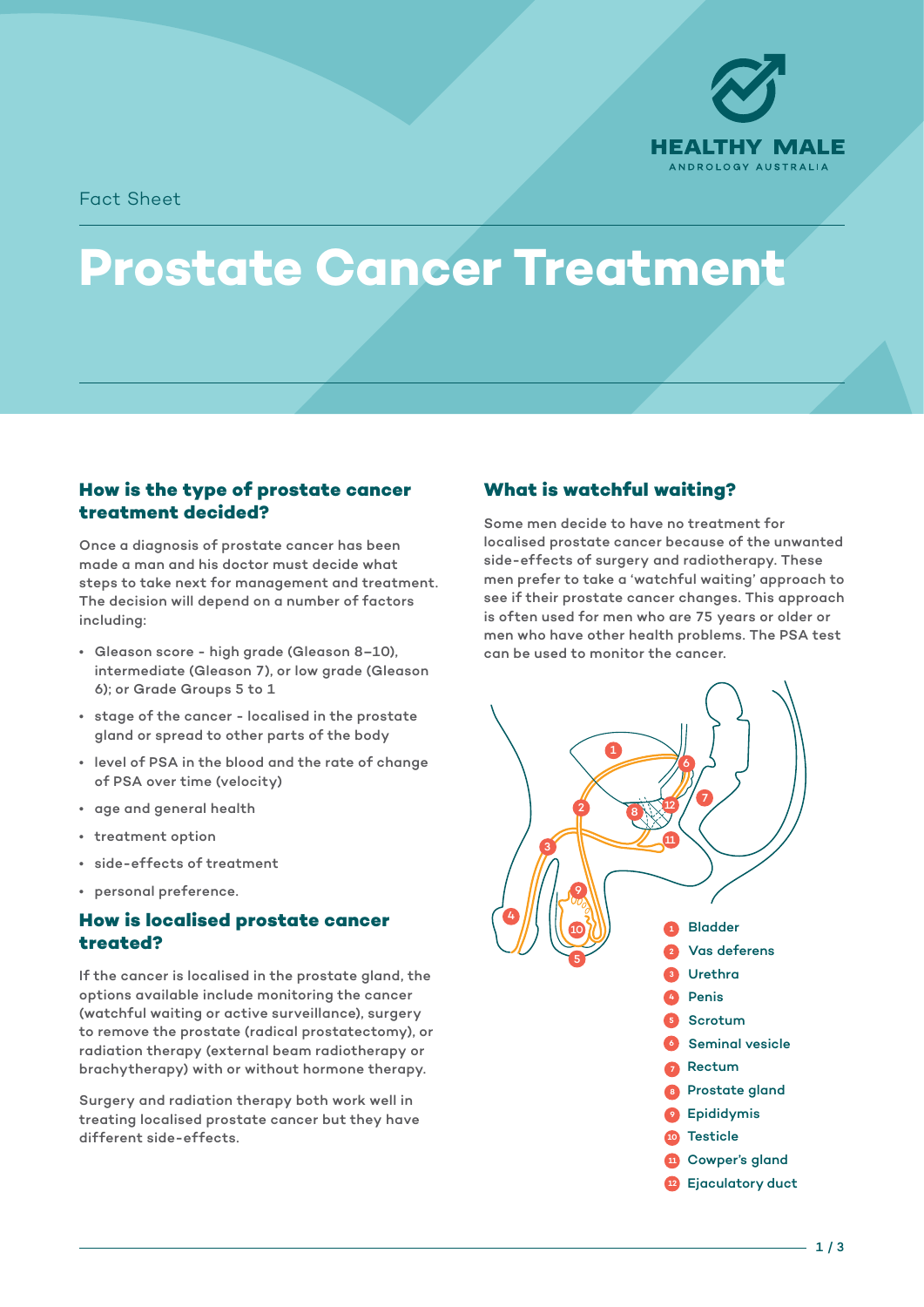Fact Sheet

# Prostate Cancer Treatment

## How is the type of prostate cancer treatment decided?

Once a diagnosis of prostate cancer has been made a man and his doctor must decide what steps to take next for management and treatment. The decision will depend on a number of factors including:

- Gleason score - high grade (Gleason 8–10), intermediate (Gleason 7), or low grade (Gleason 6); or Grade Groups 5 to 1
- stage of the cancer - localised in the prostate gland or spread to other parts of the body
- level of PSA in the blood and the rate of change of PSA over time (velocity)
- age and general health
- treatment option
- side-effects of treatment
- personal preference.

## How is localised prostate cancer treated?

If the cancer is localised in the prostate gland, the options available include monitoring the cancer (watchful waiting or active surveillance), surgery to remove the prostate (radical prostatectomy), or radiation therapy (external beam radiotherapy or brachytherapy) with or without hormone therapy.

Surgery and radiation therapy both work well in treating localised prostate cancer but they have different side-effects.

## What is watchful waiting?

Some men decide to have no treatment for localised prostate cancer because of the unwanted side-effects of surgery and radiotherapy. These men prefer to take a 'watchful waiting' approach to see if their prostate cancer changes. This approach is often used for men who are 75 years or older or men who have other health problems. The PSA test can be used to monitor the cancer.

1. Bladder
2. Vas deferens
3. Urethra
4. Penis
5. Scrotum
6. Seminal vesicle
7. Rectum
8. Prostate gland
9. Epididymis
10. Testicle
11. Cowper's gland
12. Ejaculatory duct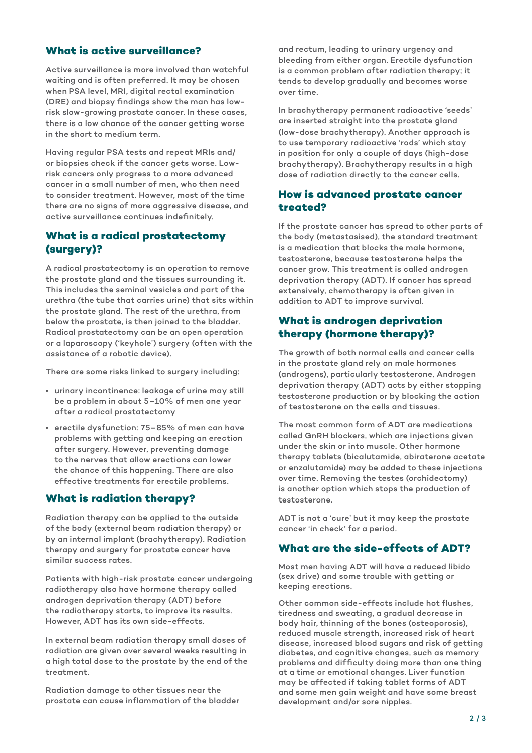## What is active surveillance?

Active surveillance is more involved than watchful waiting and is often preferred. It may be chosen when PSA level, MRI, digital rectal examination (DRE) and biopsy findings show the man has low-risk slow-growing prostate cancer. In these cases, there is a low chance of the cancer getting worse in the short to medium term.

Having regular PSA tests and repeat MRIs and/or biopsies check if the cancer gets worse. Low-risk cancers only progress to a more advanced cancer in a small number of men, who then need to consider treatment. However, most of the time there are no signs of more aggressive disease, and active surveillance continues indefinitely.

## What is a radical prostatectomy (surgery)?

A radical prostatectomy is an operation to remove the prostate gland and the tissues surrounding it. This includes the seminal vesicles and part of the urethra (the tube that carries urine) that sits within the prostate gland. The rest of the urethra, from below the prostate, is then joined to the bladder. Radical prostatectomy can be an open operation or a laparoscopy ('keyhole') surgery (often with the assistance of a robotic device).

There are some risks linked to surgery including:

- urinary incontinence: leakage of urine may still be a problem in about 5–10% of men one year after a radical prostatectomy
- erectile dysfunction: 75–85% of men can have problems with getting and keeping an erection after surgery. However, preventing damage to the nerves that allow erections can lower the chance of this happening. There are also effective treatments for erectile problems.

## What is radiation therapy?

Radiation therapy can be applied to the outside of the body (external beam radiation therapy) or by an internal implant (brachytherapy). Radiation therapy and surgery for prostate cancer have similar success rates.

Patients with high-risk prostate cancer undergoing radiotherapy also have hormone therapy called androgen deprivation therapy (ADT) before the radiotherapy starts, to improve its results. However, ADT has its own side-effects.

In external beam radiation therapy small doses of radiation are given over several weeks resulting in a high total dose to the prostate by the end of the treatment.

Radiation damage to other tissues near the prostate can cause inflammation of the bladder and rectum, leading to urinary urgency and bleeding from either organ. Erectile dysfunction is a common problem after radiation therapy; it tends to develop gradually and becomes worse over time.

In brachytherapy permanent radioactive 'seeds' are inserted straight into the prostate gland (low-dose brachytherapy). Another approach is to use temporary radioactive 'rods' which stay in position for only a couple of days (high-dose brachytherapy). Brachytherapy results in a high dose of radiation directly to the cancer cells.

## How is advanced prostate cancer treated?

If the prostate cancer has spread to other parts of the body (metastasised), the standard treatment is a medication that blocks the male hormone, testosterone, because testosterone helps the cancer grow. This treatment is called androgen deprivation therapy (ADT). If cancer has spread extensively, chemotherapy is often given in addition to ADT to improve survival.

## What is androgen deprivation therapy (hormone therapy)?

The growth of both normal cells and cancer cells in the prostate gland rely on male hormones (androgens), particularly testosterone. Androgen deprivation therapy (ADT) acts by either stopping testosterone production or by blocking the action of testosterone on the cells and tissues.

The most common form of ADT are medications called GnRH blockers, which are injections given under the skin or into muscle. Other hormone therapy tablets (bicalutamide, abiraterone acetate or enzalutamide) may be added to these injections over time. Removing the testes (orchidectomy) is another option which stops the production of testosterone.

ADT is not a 'cure' but it may keep the prostate cancer 'in check' for a period.

## What are the side-effects of ADT?

Most men having ADT will have a reduced libido (sex drive) and some trouble with getting or keeping erections.

Other common side-effects include hot flushes, tiredness and sweating, a gradual decrease in body hair, thinning of the bones (osteoporosis), reduced muscle strength, increased risk of heart disease, increased blood sugars and risk of getting diabetes, and cognitive changes, such as memory problems and difficulty doing more than one thing at a time or emotional changes. Liver function may be affected if taking tablet forms of ADT and some men gain weight and have some breast development and/or sore nipples.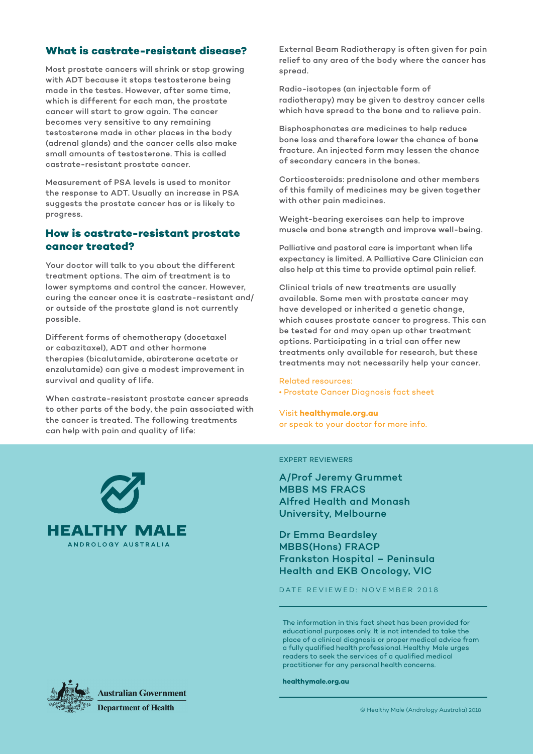## What is castrate-resistant disease?

Most prostate cancers will shrink or stop growing with ADT because it stops testosterone being made in the testes. However, after some time, which is different for each man, the prostate cancer will start to grow again. The cancer becomes very sensitive to any remaining testosterone made in other places in the body (adrenal glands) and the cancer cells also make small amounts of testosterone. This is called castrate-resistant prostate cancer.

Measurement of PSA levels is used to monitor the response to ADT. Usually an increase in PSA suggests the prostate cancer has or is likely to progress.

## How is castrate-resistant prostate cancer treated?

Your doctor will talk to you about the different treatment options. The aim of treatment is to lower symptoms and control the cancer. However, curing the cancer once it is castrate-resistant and/or outside of the prostate gland is not currently possible.

Different forms of chemotherapy (docetaxel or cabazitaxel), ADT and other hormone therapies (bicalutamide, abiraterone acetate or enzalutamide) can give a modest improvement in survival and quality of life.

When castrate-resistant prostate cancer spreads to other parts of the body, the pain associated with the cancer is treated. The following treatments can help with pain and quality of life:

External Beam Radiotherapy is often given for pain relief to any area of the body where the cancer has spread.

Radio-isotopes (an injectable form of radiotherapy) may be given to destroy cancer cells which have spread to the bone and to relieve pain.

Bisphosphonates are medicines to help reduce bone loss and therefore lower the chance of bone fracture. An injected form may lessen the chance of secondary cancers in the bones.

Corticosteroids: prednisolone and other members of this family of medicines may be given together with other pain medicines.

Weight-bearing exercises can help to improve muscle and bone strength and improve well-being.

Palliative and pastoral care is important when life expectancy is limited. A Palliative Care Clinician can also help at this time to provide optimal pain relief.

Clinical trials of new treatments are usually available. Some men with prostate cancer may have developed or inherited a genetic change, which causes prostate cancer to progress. This can be tested for and may open up other treatment options. Participating in a trial can offer new treatments only available for research, but these treatments may not necessarily help your cancer.

Related resources:
- Prostate Cancer Diagnosis fact sheet

Visit **healthymale.org.au**
or speak to your doctor for more info.

HEALTHY MALE
ANDROLOGY AUSTRALIA

EXPERT REVIEWERS

**A/Prof Jeremy Grummet**
**MBBS MS FRACS**
**Alfred Health and Monash University, Melbourne**

**Dr Emma Beardsley**
**MBBS(Hons) FRACP**
**Frankston Hospital – Peninsula Health and EKB Oncology, VIC**

DATE REVIEWED: NOVEMBER 2018

The information in this fact sheet has been provided for educational purposes only. It is not intended to take the place of a clinical diagnosis or proper medical advice from a fully qualified health professional. Healthy Male urges readers to seek the services of a qualified medical practitioner for any personal health concerns.

**healthymale.org.au**

Australian Government
Department of Health

© Healthy Male (Andrology Australia) 2018